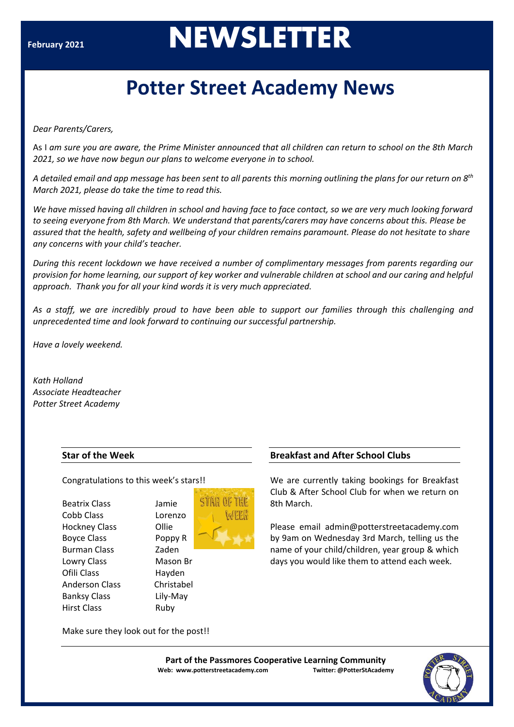February 2021

# NEWSLETTER

## Potter Street Academy News

*Dear Parents/Carers,*

As I *am sure you are aware, the Prime Minister announced that all children can return to school on the 8th March 2021, so we have now begun our plans to welcome everyone in to school.*

*A detailed email and app message has been sent to all parents this morning outlining the plans for our return on 8th March 2021, please do take the time to read this.*

*We have missed having all children in school and having face to face contact, so we are very much looking forward to seeing everyone from 8th March. We understand that parents/carers may have concerns about this. Please be assured that the health, safety and wellbeing of your children remains paramount. Please do not hesitate to share any concerns with your child's teacher.*

*During this recent lockdown we have received a number of complimentary messages from parents regarding our provision for home learning, our support of key worker and vulnerable children at school and our caring and helpful approach. Thank you for all your kind words it is very much appreciated.*

*As a staff, we are incredibly proud to have been able to support our families through this challenging and unprecedented time and look forward to continuing our successful partnership.*

*Have a lovely weekend.*

*Kath Holland*
*Associate Headteacher*
*Potter Street Academy*

### Star of the Week

Congratulations to this week's stars!!

| Class | Star |
|---|---|
| Beatrix Class | Jamie |
| Cobb Class | Lorenzo |
| Hockney Class | Ollie |
| Boyce Class | Poppy R |
| Burman Class | Zaden |
| Lowry Class | Mason Br |
| Ofili Class | Hayden |
| Anderson Class | Christabel |
| Banksy Class | Lily-May |
| Hirst Class | Ruby |

Make sure they look out for the post!!

### Breakfast and After School Clubs

We are currently taking bookings for Breakfast Club & After School Club for when we return on 8th March.

Please email admin@potterstreetacademy.com by 9am on Wednesday 3rd March, telling us the name of your child/children, year group & which days you would like them to attend each week.

**Part of the Passmores Cooperative Learning Community**
**Web: www.potterstreetacademy.com** **Twitter: @PotterStAcademy**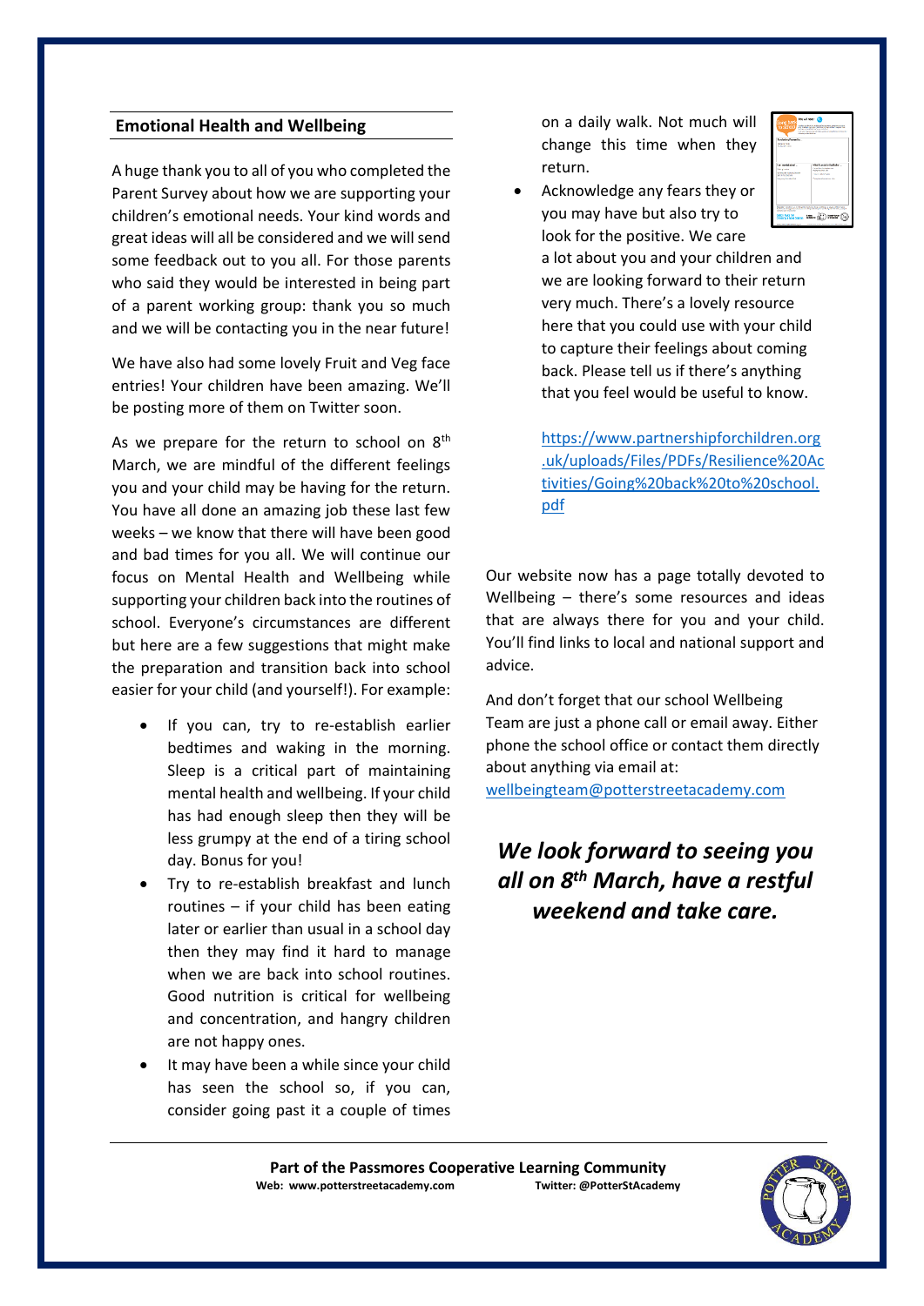## Emotional Health and Wellbeing

A huge thank you to all of you who completed the Parent Survey about how we are supporting your children's emotional needs. Your kind words and great ideas will all be considered and we will send some feedback out to you all. For those parents who said they would be interested in being part of a parent working group: thank you so much and we will be contacting you in the near future!

We have also had some lovely Fruit and Veg face entries! Your children have been amazing. We'll be posting more of them on Twitter soon.

As we prepare for the return to school on 8th March, we are mindful of the different feelings you and your child may be having for the return. You have all done an amazing job these last few weeks – we know that there will have been good and bad times for you all. We will continue our focus on Mental Health and Wellbeing while supporting your children back into the routines of school. Everyone's circumstances are different but here are a few suggestions that might make the preparation and transition back into school easier for your child (and yourself!). For example:

- If you can, try to re-establish earlier bedtimes and waking in the morning. Sleep is a critical part of maintaining mental health and wellbeing. If your child has had enough sleep then they will be less grumpy at the end of a tiring school day. Bonus for you!
- Try to re-establish breakfast and lunch routines – if your child has been eating later or earlier than usual in a school day then they may find it hard to manage when we are back into school routines. Good nutrition is critical for wellbeing and concentration, and hangry children are not happy ones.
- It may have been a while since your child has seen the school so, if you can, consider going past it a couple of times on a daily walk. Not much will change this time when they return.
- Acknowledge any fears they or you may have but also try to look for the positive. We care a lot about you and your children and we are looking forward to their return very much. There's a lovely resource here that you could use with your child to capture their feelings about coming back. Please tell us if there's anything that you feel would be useful to know.

  https://www.partnershipforchildren.org.uk/uploads/Files/PDFs/Resilience%20Activities/Going%20back%20to%20school.pdf

Our website now has a page totally devoted to Wellbeing – there's some resources and ideas that are always there for you and your child. You'll find links to local and national support and advice.

And don't forget that our school Wellbeing Team are just a phone call or email away. Either phone the school office or contact them directly about anything via email at: wellbeingteam@potterstreetacademy.com

***We look forward to seeing you all on 8th March, have a restful weekend and take care.***

**Part of the Passmores Cooperative Learning Community**
**Web: www.potterstreetacademy.com** **Twitter: @PotterStAcademy**